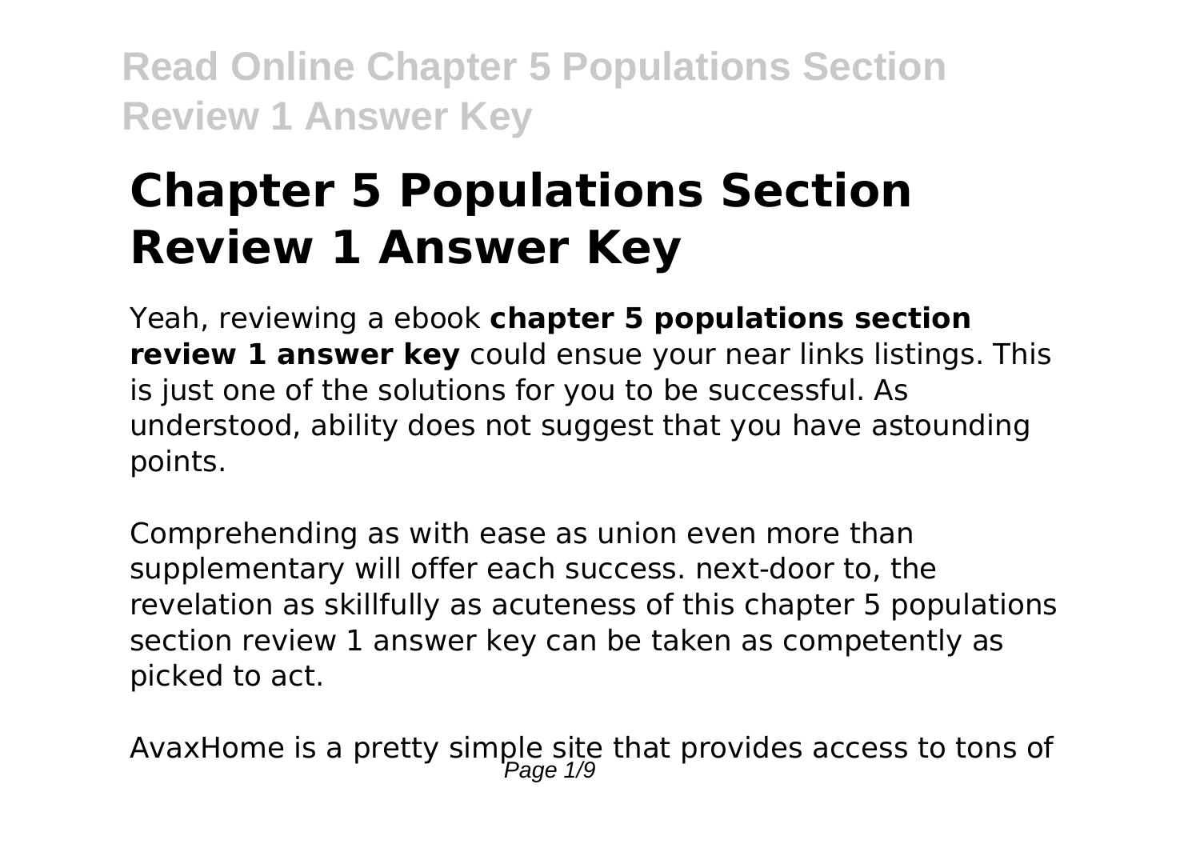# Chapter 5 Populations Section Review 1 Answer Key

Yeah, reviewing a ebook **chapter 5 populations section review 1 answer key** could ensue your near links listings. This is just one of the solutions for you to be successful. As understood, ability does not suggest that you have astounding points.

Comprehending as with ease as union even more than supplementary will offer each success. next-door to, the revelation as skillfully as acuteness of this chapter 5 populations section review 1 answer key can be taken as competently as picked to act.

AvaxHome is a pretty simple site that provides access to tons of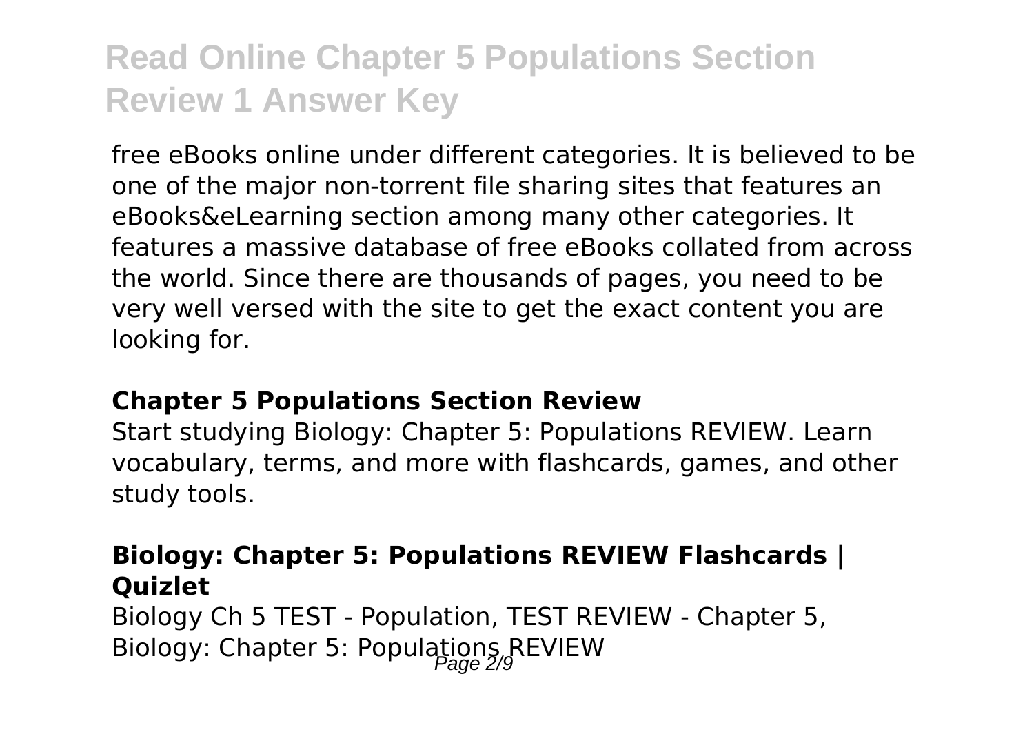free eBooks online under different categories. It is believed to be one of the major non-torrent file sharing sites that features an eBooks&eLearning section among many other categories. It features a massive database of free eBooks collated from across the world. Since there are thousands of pages, you need to be very well versed with the site to get the exact content you are looking for.

### Chapter 5 Populations Section Review

Start studying Biology: Chapter 5: Populations REVIEW. Learn vocabulary, terms, and more with flashcards, games, and other study tools.

### Biology: Chapter 5: Populations REVIEW Flashcards | Quizlet

Biology Ch 5 TEST - Population, TEST REVIEW - Chapter 5, Biology: Chapter 5: Populations REVIEW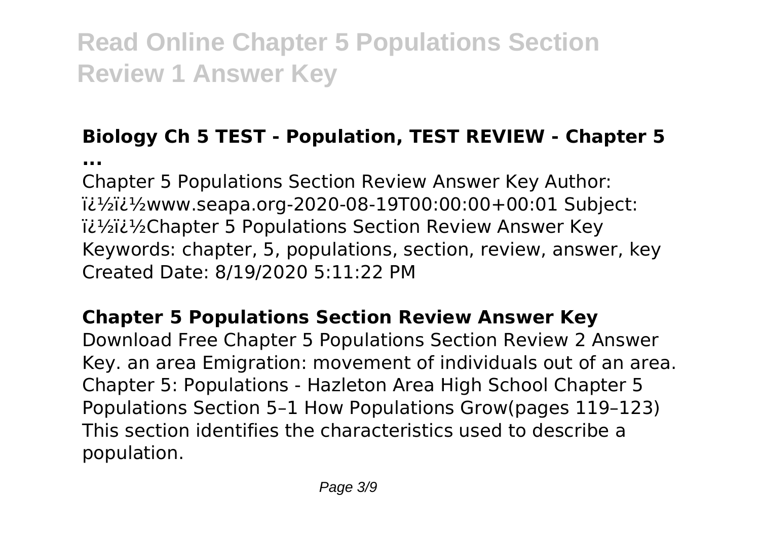## Biology Ch 5 TEST - Population, TEST REVIEW - Chapter 5 ...

Chapter 5 Populations Section Review Answer Key Author: ï¿½ï¿½www.seapa.org-2020-08-19T00:00:00+00:01 Subject: ï¿½ï¿½Chapter 5 Populations Section Review Answer Key Keywords: chapter, 5, populations, section, review, answer, key Created Date: 8/19/2020 5:11:22 PM

## Chapter 5 Populations Section Review Answer Key

Download Free Chapter 5 Populations Section Review 2 Answer Key. an area Emigration: movement of individuals out of an area. Chapter 5: Populations - Hazleton Area High School Chapter 5 Populations Section 5–1 How Populations Grow(pages 119–123) This section identifies the characteristics used to describe a population.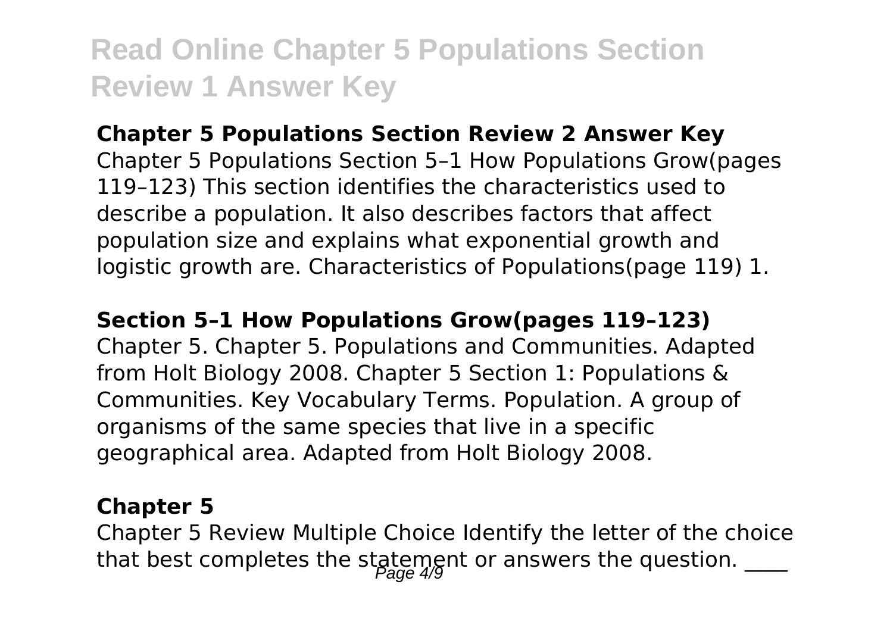### Chapter 5 Populations Section Review 2 Answer Key

Chapter 5 Populations Section 5–1 How Populations Grow(pages 119–123) This section identifies the characteristics used to describe a population. It also describes factors that affect population size and explains what exponential growth and logistic growth are. Characteristics of Populations(page 119) 1.

### Section 5–1 How Populations Grow(pages 119–123)

Chapter 5. Chapter 5. Populations and Communities. Adapted from Holt Biology 2008. Chapter 5 Section 1: Populations & Communities. Key Vocabulary Terms. Population. A group of organisms of the same species that live in a specific geographical area. Adapted from Holt Biology 2008.

### Chapter 5

Chapter 5 Review Multiple Choice Identify the letter of the choice that best completes the statement or answers the question. ____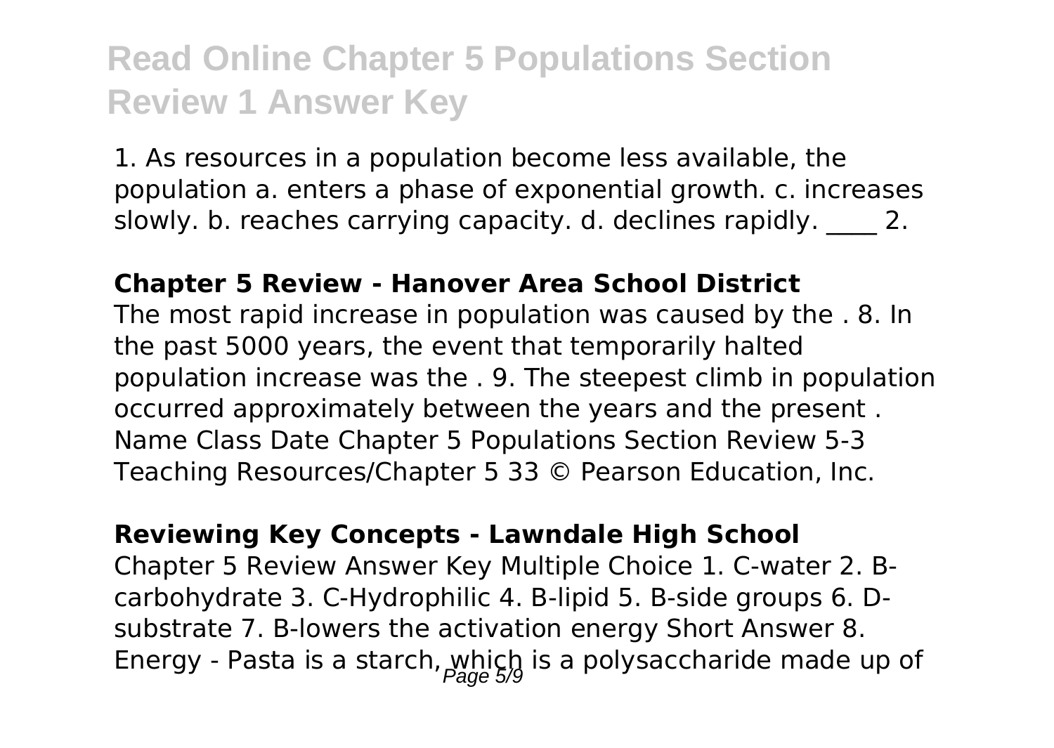1. As resources in a population become less available, the population a. enters a phase of exponential growth. c. increases slowly. b. reaches carrying capacity. d. declines rapidly. ____ 2.

### Chapter 5 Review - Hanover Area School District

The most rapid increase in population was caused by the . 8. In the past 5000 years, the event that temporarily halted population increase was the . 9. The steepest climb in population occurred approximately between the years and the present . Name Class Date Chapter 5 Populations Section Review 5-3 Teaching Resources/Chapter 5 33 © Pearson Education, Inc.

### Reviewing Key Concepts - Lawndale High School

Chapter 5 Review Answer Key Multiple Choice 1. C-water 2. B-carbohydrate 3. C-Hydrophilic 4. B-lipid 5. B-side groups 6. D-substrate 7. B-lowers the activation energy Short Answer 8. Energy - Pasta is a starch, which is a polysaccharide made up of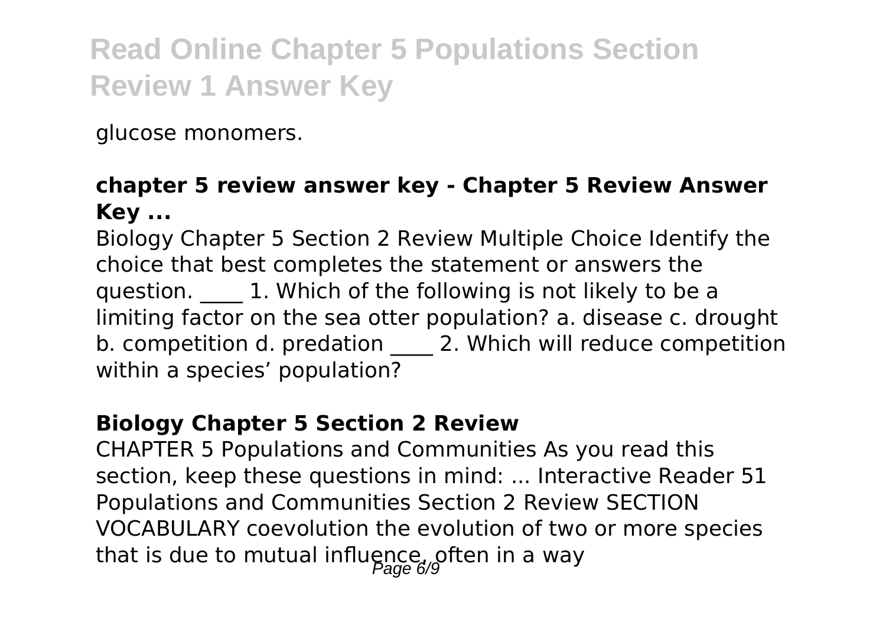glucose monomers.

**chapter 5 review answer key - Chapter 5 Review Answer Key ...**

Biology Chapter 5 Section 2 Review Multiple Choice Identify the choice that best completes the statement or answers the question. ____ 1. Which of the following is not likely to be a limiting factor on the sea otter population? a. disease c. drought b. competition d. predation ____ 2. Which will reduce competition within a species' population?

**Biology Chapter 5 Section 2 Review**

CHAPTER 5 Populations and Communities As you read this section, keep these questions in mind: ... Interactive Reader 51 Populations and Communities Section 2 Review SECTION VOCABULARY coevolution the evolution of two or more species that is due to mutual influence, often in a way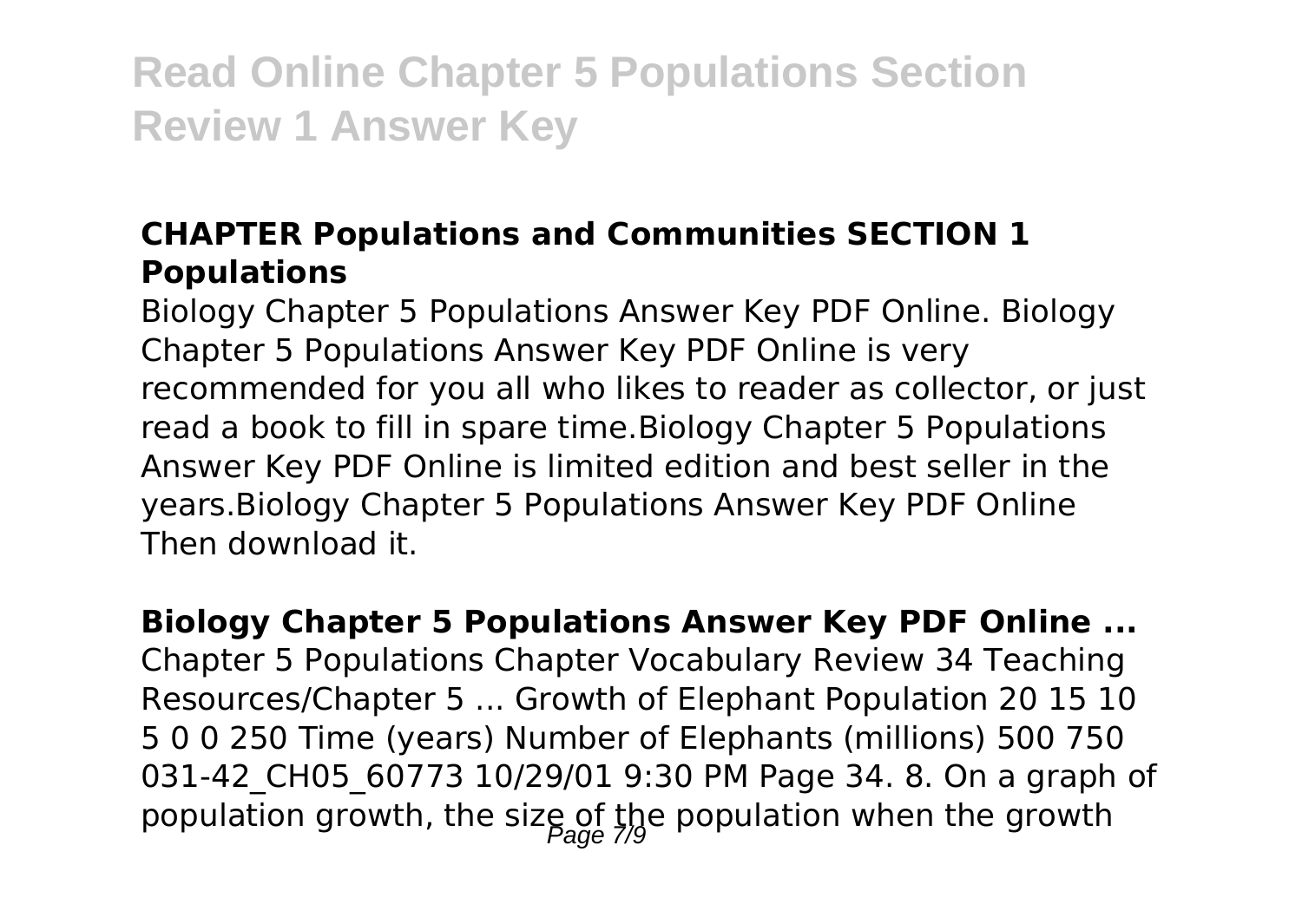**Read Online Chapter 5 Populations Section Review 1 Answer Key**

### CHAPTER Populations and Communities SECTION 1 Populations

Biology Chapter 5 Populations Answer Key PDF Online. Biology Chapter 5 Populations Answer Key PDF Online is very recommended for you all who likes to reader as collector, or just read a book to fill in spare time.Biology Chapter 5 Populations Answer Key PDF Online is limited edition and best seller in the years.Biology Chapter 5 Populations Answer Key PDF Online Then download it.

### Biology Chapter 5 Populations Answer Key PDF Online ...

Chapter 5 Populations Chapter Vocabulary Review 34 Teaching Resources/Chapter 5 ... Growth of Elephant Population 20 15 10 5 0 0 250 Time (years) Number of Elephants (millions) 500 750 031-42_CH05_60773 10/29/01 9:30 PM Page 34. 8. On a graph of population growth, the size of the population when the growth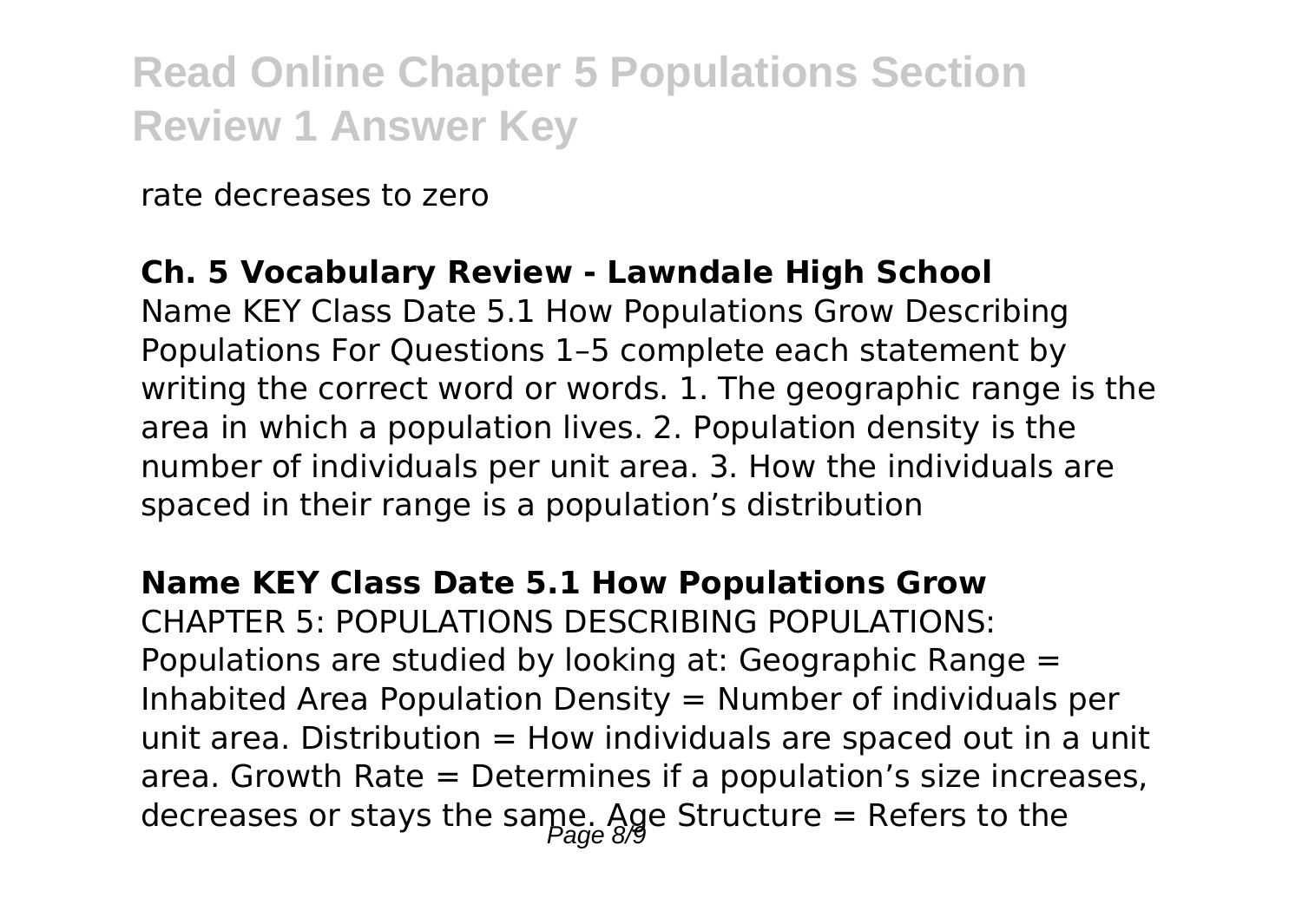rate decreases to zero

**Ch. 5 Vocabulary Review - Lawndale High School**

Name KEY Class Date 5.1 How Populations Grow Describing Populations For Questions 1–5 complete each statement by writing the correct word or words. 1. The geographic range is the area in which a population lives. 2. Population density is the number of individuals per unit area. 3. How the individuals are spaced in their range is a population's distribution

**Name KEY Class Date 5.1 How Populations Grow**

CHAPTER 5: POPULATIONS DESCRIBING POPULATIONS: Populations are studied by looking at: Geographic Range = Inhabited Area Population Density = Number of individuals per unit area. Distribution = How individuals are spaced out in a unit area. Growth Rate = Determines if a population's size increases, decreases or stays the same. Age Structure = Refers to the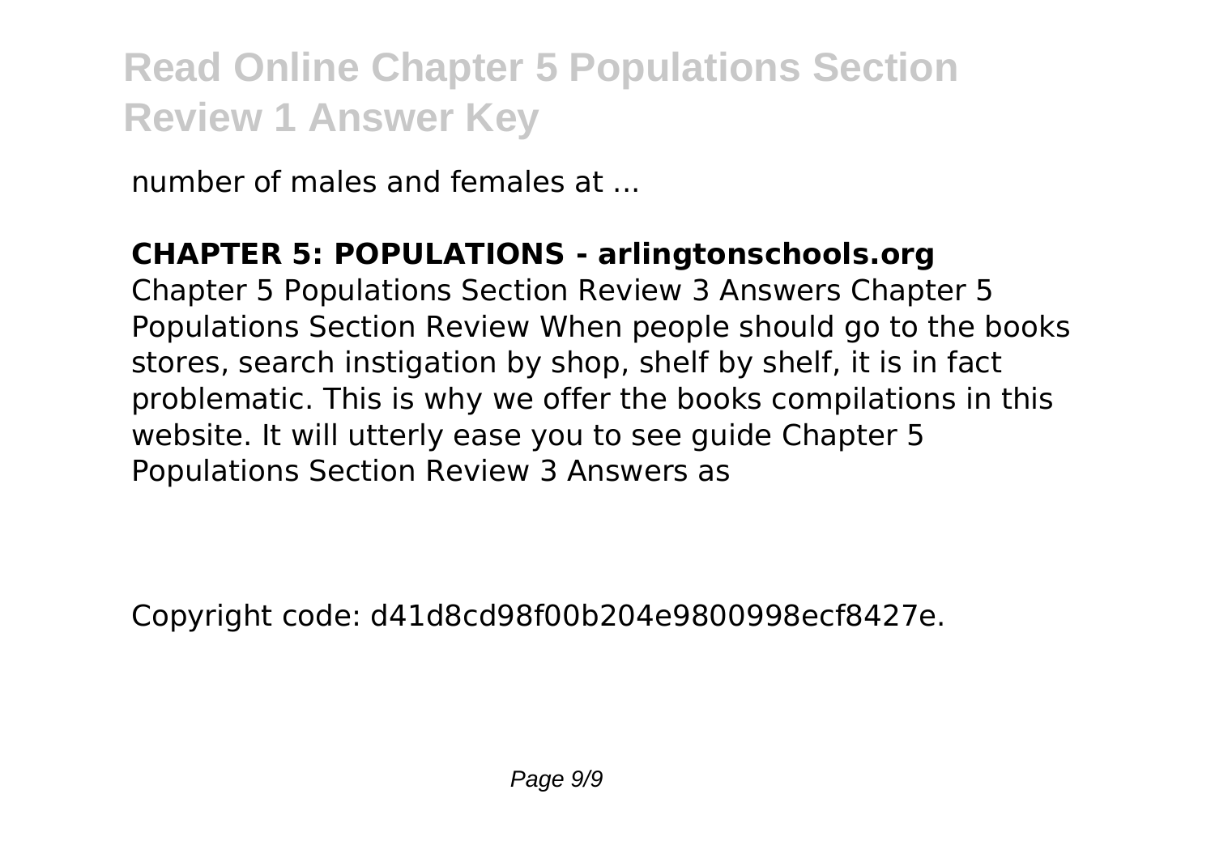number of males and females at ...

**CHAPTER 5: POPULATIONS - arlingtonschools.org**

Chapter 5 Populations Section Review 3 Answers Chapter 5 Populations Section Review When people should go to the books stores, search instigation by shop, shelf by shelf, it is in fact problematic. This is why we offer the books compilations in this website. It will utterly ease you to see guide Chapter 5 Populations Section Review 3 Answers as

Copyright code: d41d8cd98f00b204e9800998ecf8427e.